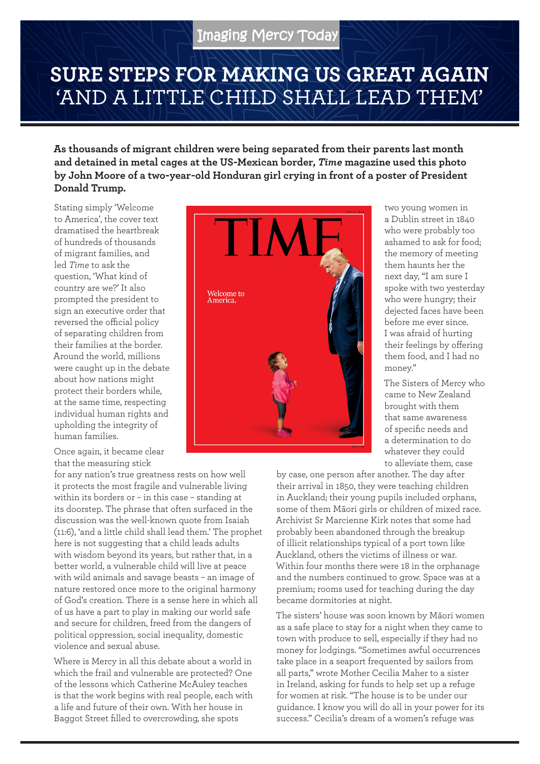Imaging Mercy Today

# SURE STEPS FOR MAKING US GREAT AGAIN 'AND A LITTLE CHILD SHALL LEAD THEM'

**As thousands of migrant children were being separated from their parents last month and detained in metal cages at the US-Mexican border, *Time* magazine used this photo by John Moore of a two-year-old Honduran girl crying in front of a poster of President Donald Trump.**

Stating simply 'Welcome to America', the cover text dramatised the heartbreak of hundreds of thousands of migrant families, and led *Time* to ask the question, 'What kind of country are we?' It also prompted the president to sign an executive order that reversed the official policy of separating children from their families at the border. Around the world, millions were caught up in the debate about how nations might protect their borders while, at the same time, respecting individual human rights and upholding the integrity of human families.

Once again, it became clear that the measuring stick for any nation's true greatness rests on how well it protects the most fragile and vulnerable living within its borders or – in this case – standing at its doorstep. The phrase that often surfaced in the discussion was the well-known quote from Isaiah (11:6), 'and a little child shall lead them.' The prophet here is not suggesting that a child leads adults with wisdom beyond its years, but rather that, in a better world, a vulnerable child will live at peace with wild animals and savage beasts – an image of nature restored once more to the original harmony of God's creation. There is a sense here in which all of us have a part to play in making our world safe and secure for children, freed from the dangers of political oppression, social inequality, domestic violence and sexual abuse.

Where is Mercy in all this debate about a world in which the frail and vulnerable are protected? One of the lessons which Catherine McAuley teaches is that the work begins with real people, each with a life and future of their own. With her house in Baggot Street filled to overcrowding, she spots two young women in a Dublin street in 1840 who were probably too ashamed to ask for food; the memory of meeting them haunts her the next day, "I am sure I spoke with two yesterday who were hungry; their dejected faces have been before me ever since. I was afraid of hurting their feelings by offering them food, and I had no money."

The Sisters of Mercy who came to New Zealand brought with them that same awareness of specific needs and a determination to do whatever they could to alleviate them, case by case, one person after another. The day after their arrival in 1850, they were teaching children in Auckland; their young pupils included orphans, some of them Māori girls or children of mixed race. Archivist Sr Marcienne Kirk notes that some had probably been abandoned through the breakup of illicit relationships typical of a port town like Auckland, others the victims of illness or war. Within four months there were 18 in the orphanage and the numbers continued to grow. Space was at a premium; rooms used for teaching during the day became dormitories at night.

The sisters' house was soon known by Māori women as a safe place to stay for a night when they came to town with produce to sell, especially if they had no money for lodgings. "Sometimes awful occurrences take place in a seaport frequented by sailors from all parts," wrote Mother Cecilia Maher to a sister in Ireland, asking for funds to help set up a refuge for women at risk. "The house is to be under our guidance. I know you will do all in your power for its success." Cecilia's dream of a women's refuge was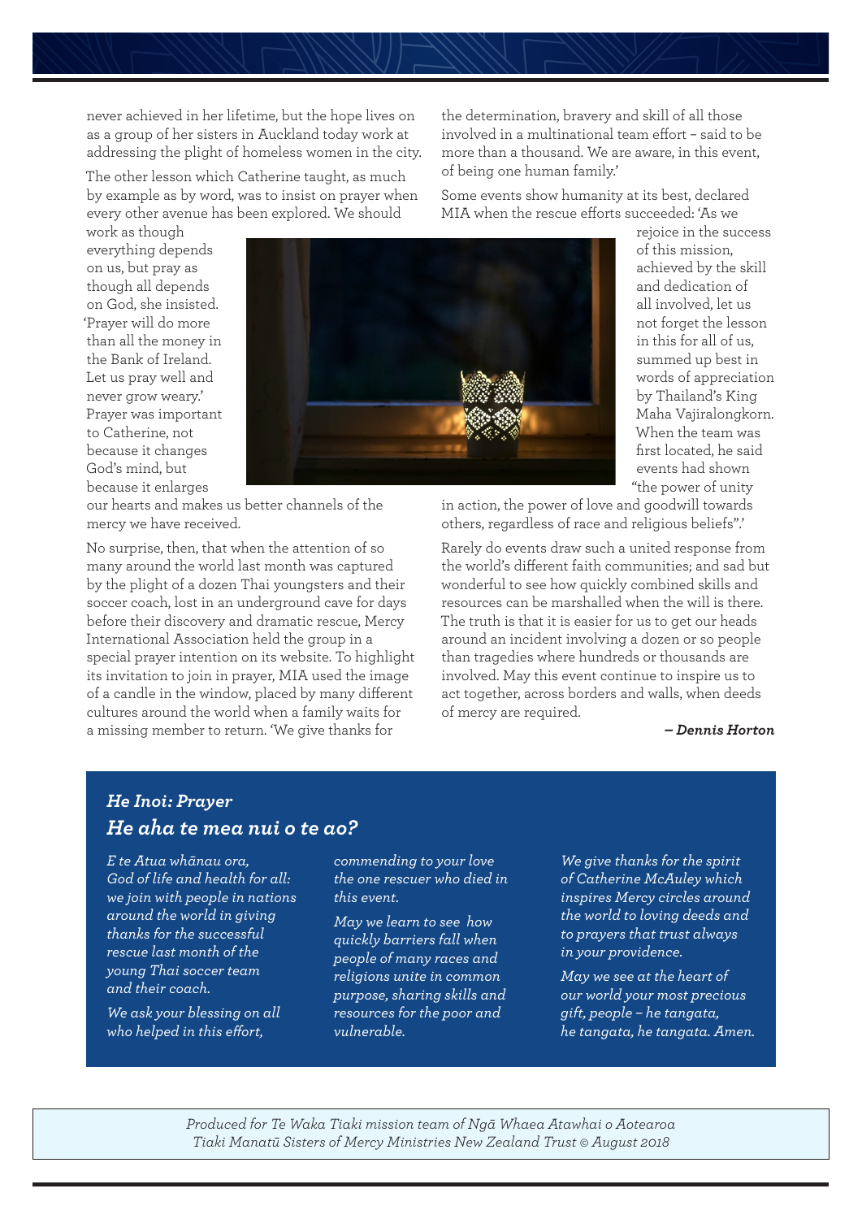never achieved in her lifetime, but the hope lives on as a group of her sisters in Auckland today work at addressing the plight of homeless women in the city.

The other lesson which Catherine taught, as much by example as by word, was to insist on prayer when every other avenue has been explored. We should work as though everything depends on us, but pray as though all depends on God, she insisted. 'Prayer will do more than all the money in the Bank of Ireland. Let us pray well and never grow weary.' Prayer was important to Catherine, not because it changes God's mind, but because it enlarges our hearts and makes us better channels of the mercy we have received.

No surprise, then, that when the attention of so many around the world last month was captured by the plight of a dozen Thai youngsters and their soccer coach, lost in an underground cave for days before their discovery and dramatic rescue, Mercy International Association held the group in a special prayer intention on its website. To highlight its invitation to join in prayer, MIA used the image of a candle in the window, placed by many different cultures around the world when a family waits for a missing member to return. 'We give thanks for the determination, bravery and skill of all those involved in a multinational team effort – said to be more than a thousand. We are aware, in this event, of being one human family.'

Some events show humanity at its best, declared MIA when the rescue efforts succeeded: 'As we rejoice in the success of this mission, achieved by the skill and dedication of all involved, let us not forget the lesson in this for all of us, summed up best in words of appreciation by Thailand's King Maha Vajiralongkorn. When the team was first located, he said events had shown "the power of unity in action, the power of love and goodwill towards others, regardless of race and religious beliefs".'

Rarely do events draw such a united response from the world's different faith communities; and sad but wonderful to see how quickly combined skills and resources can be marshalled when the will is there. The truth is that it is easier for us to get our heads around an incident involving a dozen or so people than tragedies where hundreds or thousands are involved. May this event continue to inspire us to act together, across borders and walls, when deeds of mercy are required.

***– Dennis Horton***

### *He Inoi: Prayer*
### *He aha te mea nui o te ao?*

*E te Atua whānau ora,*
*God of life and health for all:*
*we join with people in nations around the world in giving thanks for the successful rescue last month of the young Thai soccer team and their coach.*

*We ask your blessing on all who helped in this effort, commending to your love the one rescuer who died in this event.*

*May we learn to see how quickly barriers fall when people of many races and religions unite in common purpose, sharing skills and resources for the poor and vulnerable.*

*We give thanks for the spirit of Catherine McAuley which inspires Mercy circles around the world to loving deeds and to prayers that trust always in your providence.*

*May we see at the heart of our world your most precious gift, people – he tangata, he tangata, he tangata. Amen.*

*Produced for Te Waka Tiaki mission team of Ngā Whaea Atawhai o Aotearoa Tiaki Manatū Sisters of Mercy Ministries New Zealand Trust © August 2018*